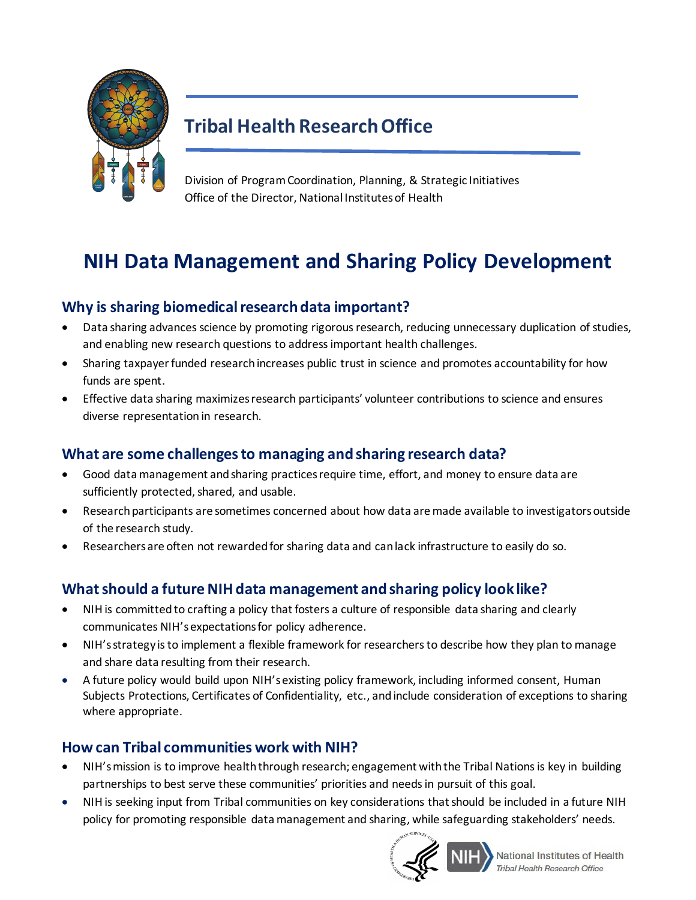## Tribal Health Research Office

Division of Program Coordination, Planning, & Strategic Initiatives
Office of the Director, National Institutes of Health

# NIH Data Management and Sharing Policy Development

## Why is sharing biomedical research data important?

- Data sharing advances science by promoting rigorous research, reducing unnecessary duplication of studies, and enabling new research questions to address important health challenges.
- Sharing taxpayer funded research increases public trust in science and promotes accountability for how funds are spent.
- Effective data sharing maximizes research participants' volunteer contributions to science and ensures diverse representation in research.

## What are some challenges to managing and sharing research data?

- Good data management and sharing practices require time, effort, and money to ensure data are sufficiently protected, shared, and usable.
- Research participants are sometimes concerned about how data are made available to investigators outside of the research study.
- Researchers are often not rewarded for sharing data and can lack infrastructure to easily do so.

## What should a future NIH data management and sharing policy look like?

- NIH is committed to crafting a policy that fosters a culture of responsible data sharing and clearly communicates NIH's expectations for policy adherence.
- NIH's strategy is to implement a flexible framework for researchers to describe how they plan to manage and share data resulting from their research.
- A future policy would build upon NIH's existing policy framework, including informed consent, Human Subjects Protections, Certificates of Confidentiality, etc., and include consideration of exceptions to sharing where appropriate.

## How can Tribal communities work with NIH?

- NIH's mission is to improve health through research; engagement with the Tribal Nations is key in building partnerships to best serve these communities' priorities and needs in pursuit of this goal.
- NIH is seeking input from Tribal communities on key considerations that should be included in a future NIH policy for promoting responsible data management and sharing, while safeguarding stakeholders' needs.

National Institutes of Health
*Tribal Health Research Office*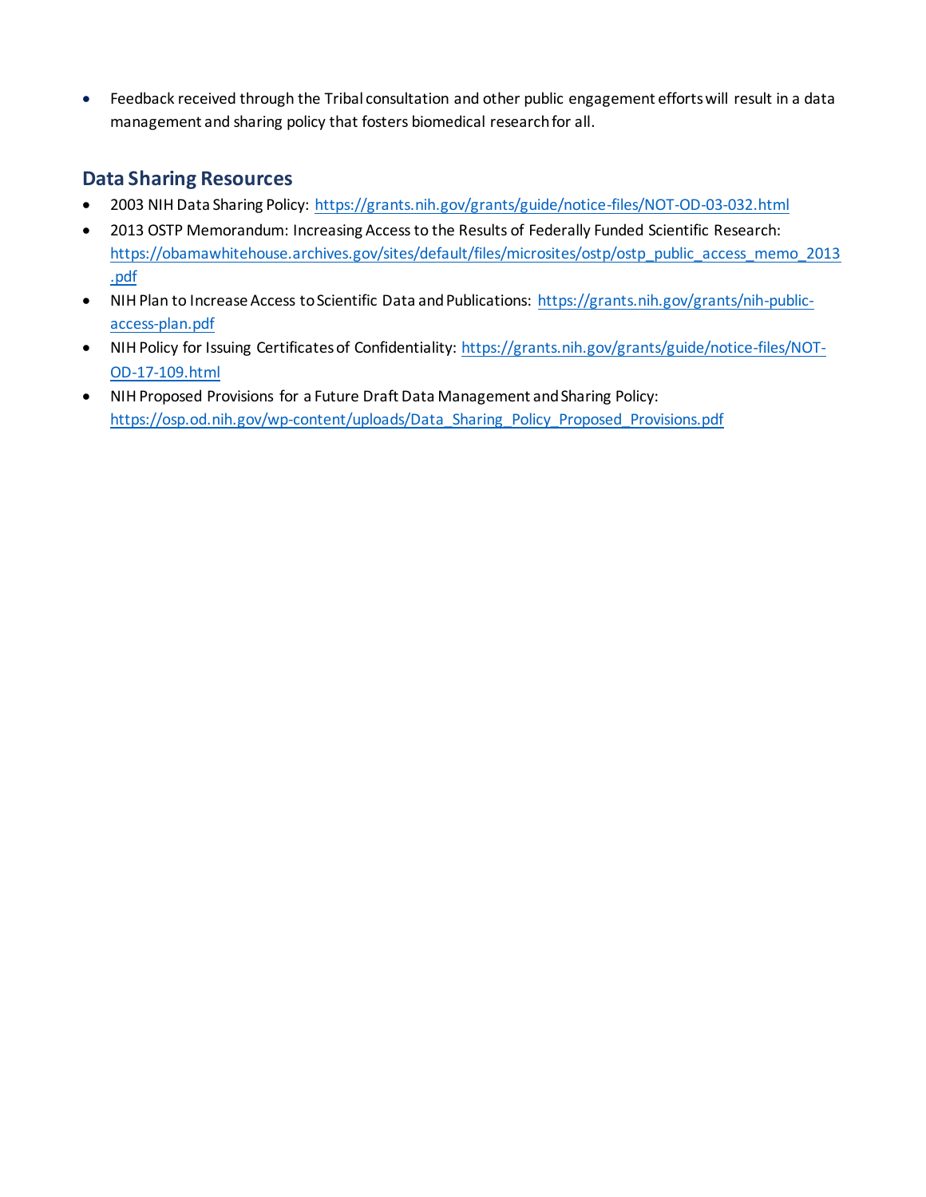- Feedback received through the Tribal consultation and other public engagement efforts will result in a data management and sharing policy that fosters biomedical research for all.

## Data Sharing Resources

- 2003 NIH Data Sharing Policy: https://grants.nih.gov/grants/guide/notice-files/NOT-OD-03-032.html
- 2013 OSTP Memorandum: Increasing Access to the Results of Federally Funded Scientific Research: https://obamawhitehouse.archives.gov/sites/default/files/microsites/ostp/ostp_public_access_memo_2013.pdf
- NIH Plan to Increase Access to Scientific Data and Publications: https://grants.nih.gov/grants/nih-public-access-plan.pdf
- NIH Policy for Issuing Certificates of Confidentiality: https://grants.nih.gov/grants/guide/notice-files/NOT-OD-17-109.html
- NIH Proposed Provisions for a Future Draft Data Management and Sharing Policy: https://osp.od.nih.gov/wp-content/uploads/Data_Sharing_Policy_Proposed_Provisions.pdf